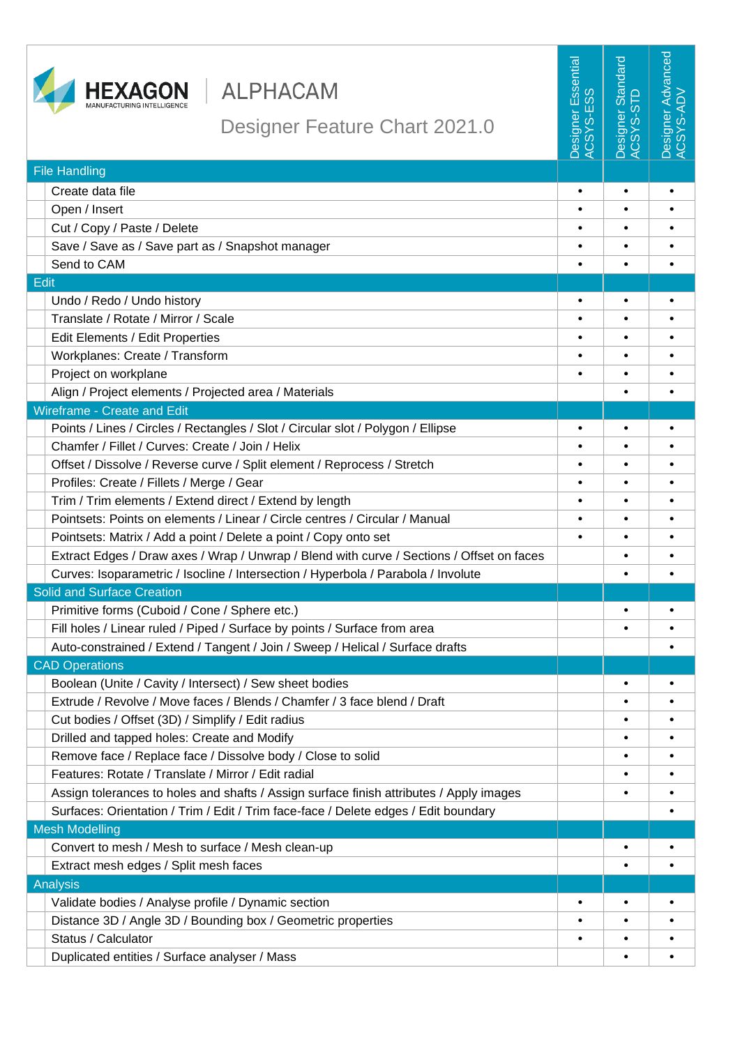# HEXAGON | ALPHACAM

## Designer Feature Chart 2021.0

| | Designer Essential ACSYS-ESS | Designer Standard ACSYS-STD | Designer Advanced ACSYS-ADV |
|---|---|---|---|
| **File Handling** | | | |
| Create data file | • | • | • |
| Open / Insert | • | • | • |
| Cut / Copy / Paste / Delete | • | • | • |
| Save / Save as / Save part as / Snapshot manager | • | • | • |
| Send to CAM | • | • | • |
| **Edit** | | | |
| Undo / Redo / Undo history | • | • | • |
| Translate / Rotate / Mirror / Scale | • | • | • |
| Edit Elements / Edit Properties | • | • | • |
| Workplanes: Create / Transform | • | • | • |
| Project on workplane | • | • | • |
| Align / Project elements / Projected area / Materials | | • | • |
| **Wireframe - Create and Edit** | | | |
| Points / Lines / Circles / Rectangles / Slot / Circular slot / Polygon / Ellipse | • | • | • |
| Chamfer / Fillet / Curves: Create / Join / Helix | • | • | • |
| Offset / Dissolve / Reverse curve / Split element / Reprocess / Stretch | • | • | • |
| Profiles: Create / Fillets / Merge / Gear | • | • | • |
| Trim / Trim elements / Extend direct / Extend by length | • | • | • |
| Pointsets: Points on elements / Linear / Circle centres / Circular / Manual | • | • | • |
| Pointsets: Matrix / Add a point / Delete a point / Copy onto set | • | • | • |
| Extract Edges / Draw axes / Wrap / Unwrap / Blend with curve / Sections / Offset on faces | | • | • |
| Curves: Isoparametric / Isocline / Intersection / Hyperbola / Parabola / Involute | | • | • |
| **Solid and Surface Creation** | | | |
| Primitive forms (Cuboid / Cone / Sphere etc.) | | • | • |
| Fill holes / Linear ruled / Piped / Surface by points / Surface from area | | • | • |
| Auto-constrained / Extend / Tangent / Join / Sweep / Helical / Surface drafts | | | • |
| **CAD Operations** | | | |
| Boolean (Unite / Cavity / Intersect) / Sew sheet bodies | | • | • |
| Extrude / Revolve / Move faces / Blends / Chamfer / 3 face blend / Draft | | • | • |
| Cut bodies / Offset (3D) / Simplify / Edit radius | | • | • |
| Drilled and tapped holes: Create and Modify | | • | • |
| Remove face / Replace face / Dissolve body / Close to solid | | • | • |
| Features: Rotate / Translate / Mirror / Edit radial | | • | • |
| Assign tolerances to holes and shafts / Assign surface finish attributes / Apply images | | • | • |
| Surfaces: Orientation / Trim / Edit / Trim face-face / Delete edges / Edit boundary | | | • |
| **Mesh Modelling** | | | |
| Convert to mesh / Mesh to surface / Mesh clean-up | | • | • |
| Extract mesh edges / Split mesh faces | | • | • |
| **Analysis** | | | |
| Validate bodies / Analyse profile / Dynamic section | • | • | • |
| Distance 3D / Angle 3D / Bounding box / Geometric properties | • | • | • |
| Status / Calculator | • | • | • |
| Duplicated entities / Surface analyser / Mass | | • | • |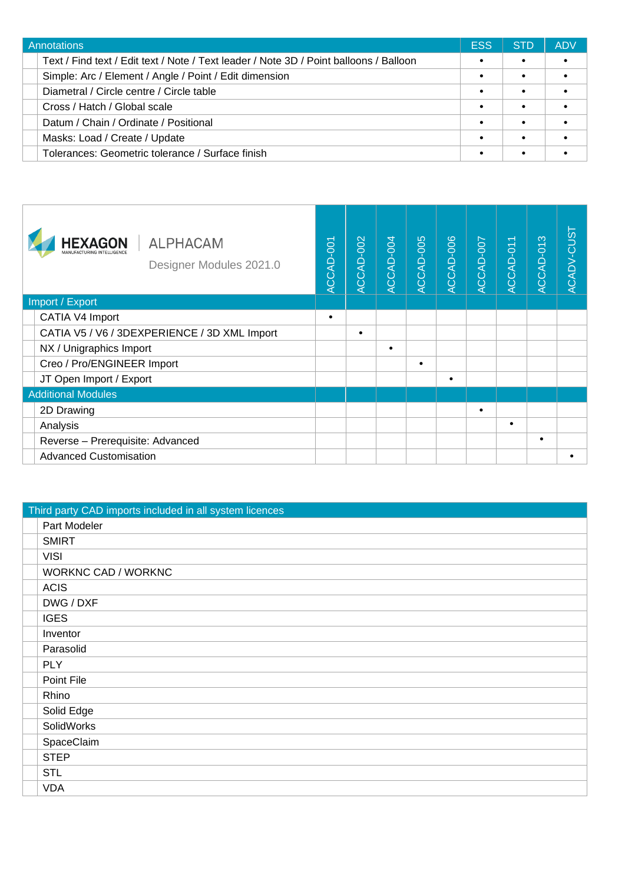| Annotations | ESS | STD | ADV |
|---|---|---|---|
| Text / Find text / Edit text / Note / Text leader / Note 3D / Point balloons / Balloon | • | • | • |
| Simple: Arc / Element / Angle / Point / Edit dimension | • | • | • |
| Diametral / Circle centre / Circle table | • | • | • |
| Cross / Hatch / Global scale | • | • | • |
| Datum / Chain / Ordinate / Positional | • | • | • |
| Masks: Load / Create / Update | • | • | • |
| Tolerances: Geometric tolerance / Surface finish | • | • | • |

HEXAGON MANUFACTURING INTELLIGENCE | ALPHACAM

Designer Modules 2021.0

| | ACCAD-001 | ACCAD-002 | ACCAD-004 | ACCAD-005 | ACCAD-006 | ACCAD-007 | ACCAD-011 | ACCAD-013 | ACADV-CUST |
|---|---|---|---|---|---|---|---|---|---|
| **Import / Export** | | | | | | | | | |
| CATIA V4 Import | • | | | | | | | | |
| CATIA V5 / V6 / 3DEXPERIENCE / 3D XML Import | | • | | | | | | | |
| NX / Unigraphics Import | | | • | | | | | | |
| Creo / Pro/ENGINEER Import | | | | • | | | | | |
| JT Open Import / Export | | | | | • | | | | |
| **Additional Modules** | | | | | | | | | |
| 2D Drawing | | | | | | • | | | |
| Analysis | | | | | | | • | | |
| Reverse – Prerequisite: Advanced | | | | | | | | • | |
| Advanced Customisation | | | | | | | | | • |

| Third party CAD imports included in all system licences |
|---|
| Part Modeler |
| SMIRT |
| VISI |
| WORKNC CAD / WORKNC |
| ACIS |
| DWG / DXF |
| IGES |
| Inventor |
| Parasolid |
| PLY |
| Point File |
| Rhino |
| Solid Edge |
| SolidWorks |
| SpaceClaim |
| STEP |
| STL |
| VDA |